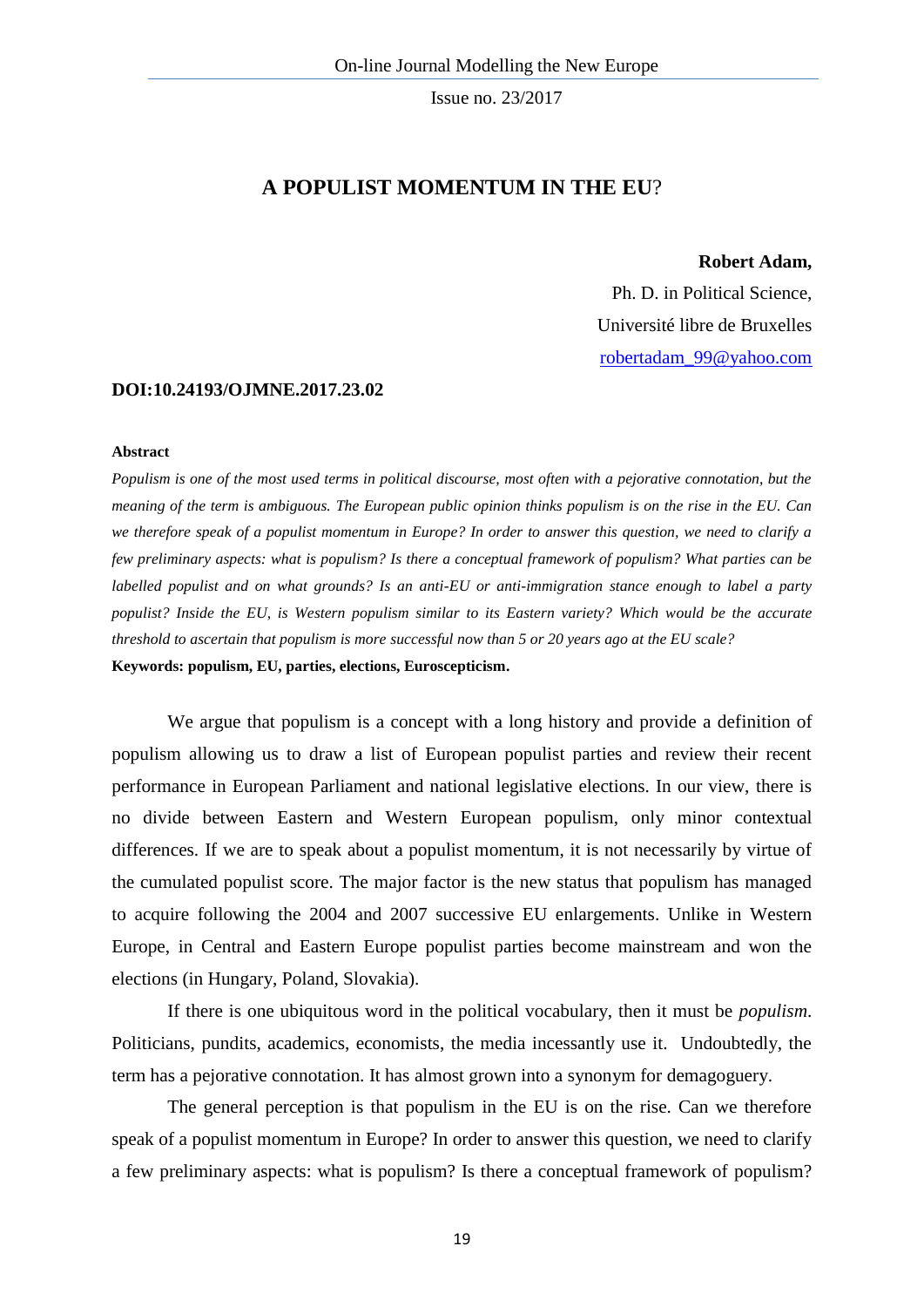# A POPULIST MOMENTUM IN THE EU?

**Robert Adam,**

Ph. D. in Political Science,

Université libre de Bruxelles

robertadam_99@yahoo.com

**DOI:10.24193/OJMNE.2017.23.02**

**Abstract**

*Populism is one of the most used terms in political discourse, most often with a pejorative connotation, but the meaning of the term is ambiguous. The European public opinion thinks populism is on the rise in the EU. Can we therefore speak of a populist momentum in Europe? In order to answer this question, we need to clarify a few preliminary aspects: what is populism? Is there a conceptual framework of populism? What parties can be labelled populist and on what grounds? Is an anti-EU or anti-immigration stance enough to label a party populist? Inside the EU, is Western populism similar to its Eastern variety? Which would be the accurate threshold to ascertain that populism is more successful now than 5 or 20 years ago at the EU scale?*

**Keywords: populism, EU, parties, elections, Euroscepticism.**

We argue that populism is a concept with a long history and provide a definition of populism allowing us to draw a list of European populist parties and review their recent performance in European Parliament and national legislative elections. In our view, there is no divide between Eastern and Western European populism, only minor contextual differences. If we are to speak about a populist momentum, it is not necessarily by virtue of the cumulated populist score. The major factor is the new status that populism has managed to acquire following the 2004 and 2007 successive EU enlargements. Unlike in Western Europe, in Central and Eastern Europe populist parties become mainstream and won the elections (in Hungary, Poland, Slovakia).

If there is one ubiquitous word in the political vocabulary, then it must be *populism*. Politicians, pundits, academics, economists, the media incessantly use it. Undoubtedly, the term has a pejorative connotation. It has almost grown into a synonym for demagoguery.

The general perception is that populism in the EU is on the rise. Can we therefore speak of a populist momentum in Europe? In order to answer this question, we need to clarify a few preliminary aspects: what is populism? Is there a conceptual framework of populism?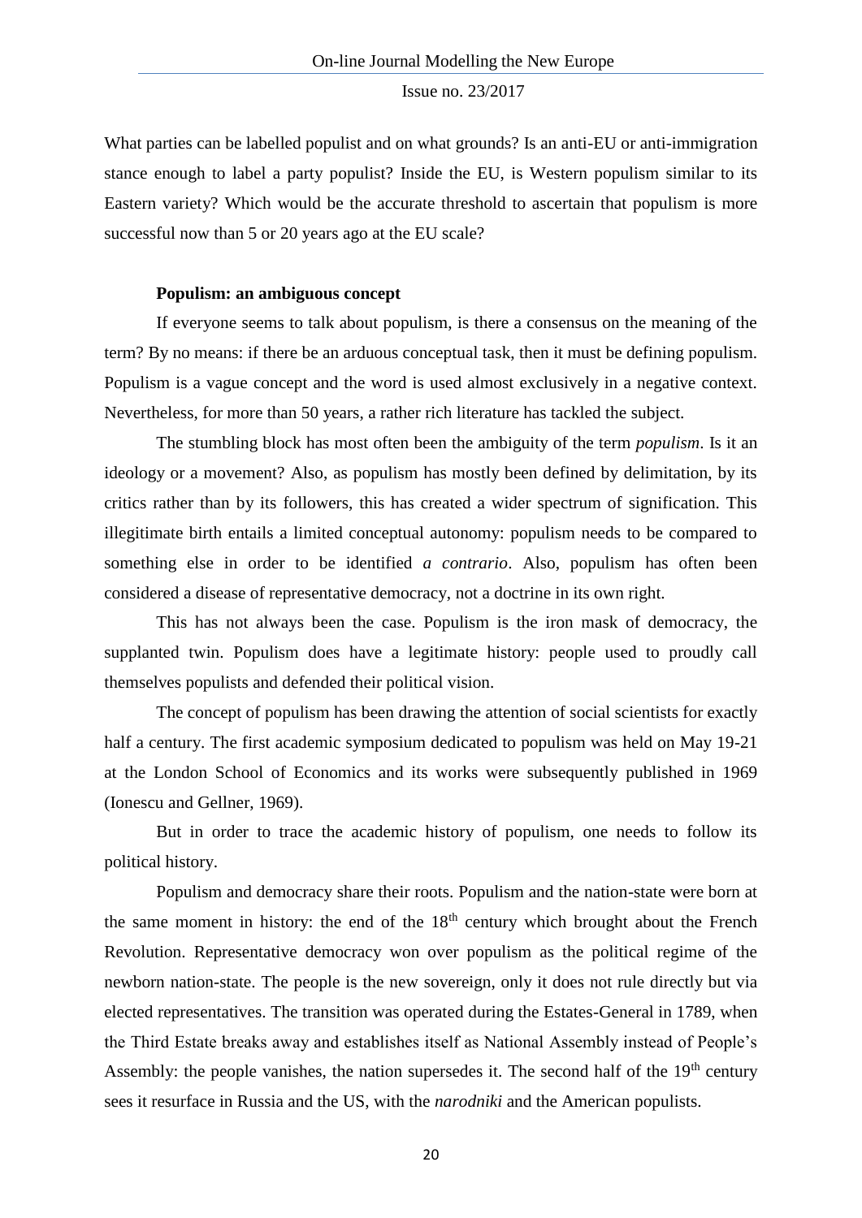What parties can be labelled populist and on what grounds? Is an anti-EU or anti-immigration stance enough to label a party populist? Inside the EU, is Western populism similar to its Eastern variety? Which would be the accurate threshold to ascertain that populism is more successful now than 5 or 20 years ago at the EU scale?

**Populism: an ambiguous concept**

If everyone seems to talk about populism, is there a consensus on the meaning of the term? By no means: if there be an arduous conceptual task, then it must be defining populism. Populism is a vague concept and the word is used almost exclusively in a negative context. Nevertheless, for more than 50 years, a rather rich literature has tackled the subject.

The stumbling block has most often been the ambiguity of the term *populism*. Is it an ideology or a movement? Also, as populism has mostly been defined by delimitation, by its critics rather than by its followers, this has created a wider spectrum of signification. This illegitimate birth entails a limited conceptual autonomy: populism needs to be compared to something else in order to be identified *a contrario*. Also, populism has often been considered a disease of representative democracy, not a doctrine in its own right.

This has not always been the case. Populism is the iron mask of democracy, the supplanted twin. Populism does have a legitimate history: people used to proudly call themselves populists and defended their political vision.

The concept of populism has been drawing the attention of social scientists for exactly half a century. The first academic symposium dedicated to populism was held on May 19-21 at the London School of Economics and its works were subsequently published in 1969 (Ionescu and Gellner, 1969).

But in order to trace the academic history of populism, one needs to follow its political history.

Populism and democracy share their roots. Populism and the nation-state were born at the same moment in history: the end of the 18th century which brought about the French Revolution. Representative democracy won over populism as the political regime of the newborn nation-state. The people is the new sovereign, only it does not rule directly but via elected representatives. The transition was operated during the Estates-General in 1789, when the Third Estate breaks away and establishes itself as National Assembly instead of People's Assembly: the people vanishes, the nation supersedes it. The second half of the 19th century sees it resurface in Russia and the US, with the *narodniki* and the American populists.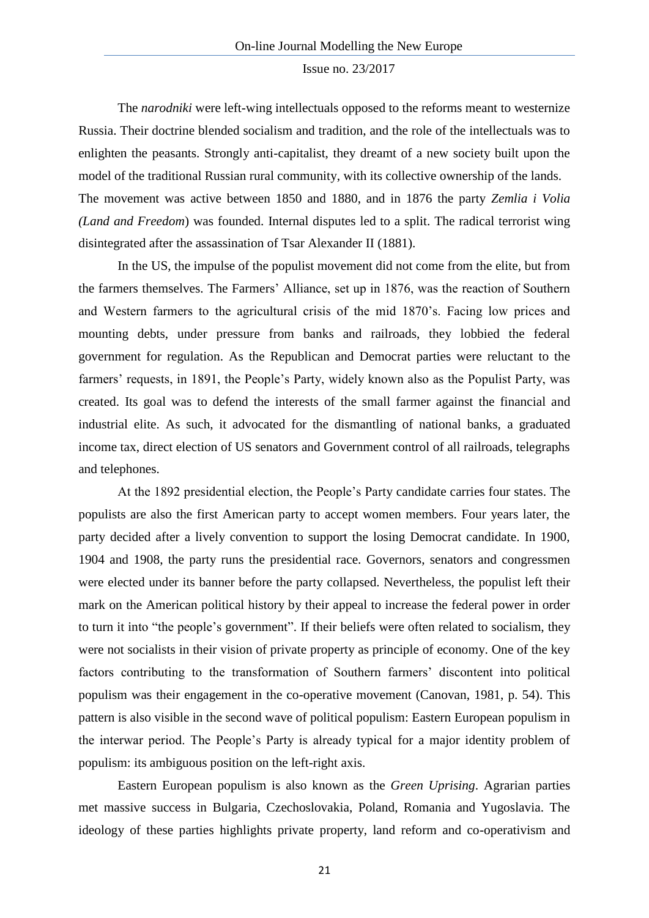The *narodniki* were left-wing intellectuals opposed to the reforms meant to westernize Russia. Their doctrine blended socialism and tradition, and the role of the intellectuals was to enlighten the peasants. Strongly anti-capitalist, they dreamt of a new society built upon the model of the traditional Russian rural community, with its collective ownership of the lands. The movement was active between 1850 and 1880, and in 1876 the party *Zemlia i Volia (Land and Freedom*) was founded. Internal disputes led to a split. The radical terrorist wing disintegrated after the assassination of Tsar Alexander II (1881).

In the US, the impulse of the populist movement did not come from the elite, but from the farmers themselves. The Farmers' Alliance, set up in 1876, was the reaction of Southern and Western farmers to the agricultural crisis of the mid 1870's. Facing low prices and mounting debts, under pressure from banks and railroads, they lobbied the federal government for regulation. As the Republican and Democrat parties were reluctant to the farmers' requests, in 1891, the People's Party, widely known also as the Populist Party, was created. Its goal was to defend the interests of the small farmer against the financial and industrial elite. As such, it advocated for the dismantling of national banks, a graduated income tax, direct election of US senators and Government control of all railroads, telegraphs and telephones.

At the 1892 presidential election, the People's Party candidate carries four states. The populists are also the first American party to accept women members. Four years later, the party decided after a lively convention to support the losing Democrat candidate. In 1900, 1904 and 1908, the party runs the presidential race. Governors, senators and congressmen were elected under its banner before the party collapsed. Nevertheless, the populist left their mark on the American political history by their appeal to increase the federal power in order to turn it into "the people's government". If their beliefs were often related to socialism, they were not socialists in their vision of private property as principle of economy. One of the key factors contributing to the transformation of Southern farmers' discontent into political populism was their engagement in the co-operative movement (Canovan, 1981, p. 54). This pattern is also visible in the second wave of political populism: Eastern European populism in the interwar period. The People's Party is already typical for a major identity problem of populism: its ambiguous position on the left-right axis.

Eastern European populism is also known as the *Green Uprising*. Agrarian parties met massive success in Bulgaria, Czechoslovakia, Poland, Romania and Yugoslavia. The ideology of these parties highlights private property, land reform and co-operativism and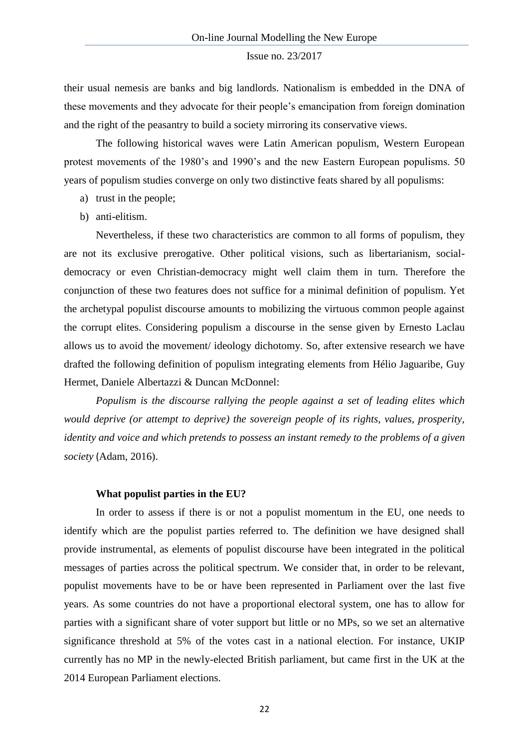their usual nemesis are banks and big landlords. Nationalism is embedded in the DNA of these movements and they advocate for their people's emancipation from foreign domination and the right of the peasantry to build a society mirroring its conservative views.

The following historical waves were Latin American populism, Western European protest movements of the 1980's and 1990's and the new Eastern European populisms. 50 years of populism studies converge on only two distinctive feats shared by all populisms:

a) trust in the people;
b) anti-elitism.

Nevertheless, if these two characteristics are common to all forms of populism, they are not its exclusive prerogative. Other political visions, such as libertarianism, social-democracy or even Christian-democracy might well claim them in turn. Therefore the conjunction of these two features does not suffice for a minimal definition of populism. Yet the archetypal populist discourse amounts to mobilizing the virtuous common people against the corrupt elites. Considering populism a discourse in the sense given by Ernesto Laclau allows us to avoid the movement/ ideology dichotomy. So, after extensive research we have drafted the following definition of populism integrating elements from Hélio Jaguaribe, Guy Hermet, Daniele Albertazzi & Duncan McDonnel:

*Populism is the discourse rallying the people against a set of leading elites which would deprive (or attempt to deprive) the sovereign people of its rights, values, prosperity, identity and voice and which pretends to possess an instant remedy to the problems of a given society* (Adam, 2016).

**What populist parties in the EU?**

In order to assess if there is or not a populist momentum in the EU, one needs to identify which are the populist parties referred to. The definition we have designed shall provide instrumental, as elements of populist discourse have been integrated in the political messages of parties across the political spectrum. We consider that, in order to be relevant, populist movements have to be or have been represented in Parliament over the last five years. As some countries do not have a proportional electoral system, one has to allow for parties with a significant share of voter support but little or no MPs, so we set an alternative significance threshold at 5% of the votes cast in a national election. For instance, UKIP currently has no MP in the newly-elected British parliament, but came first in the UK at the 2014 European Parliament elections.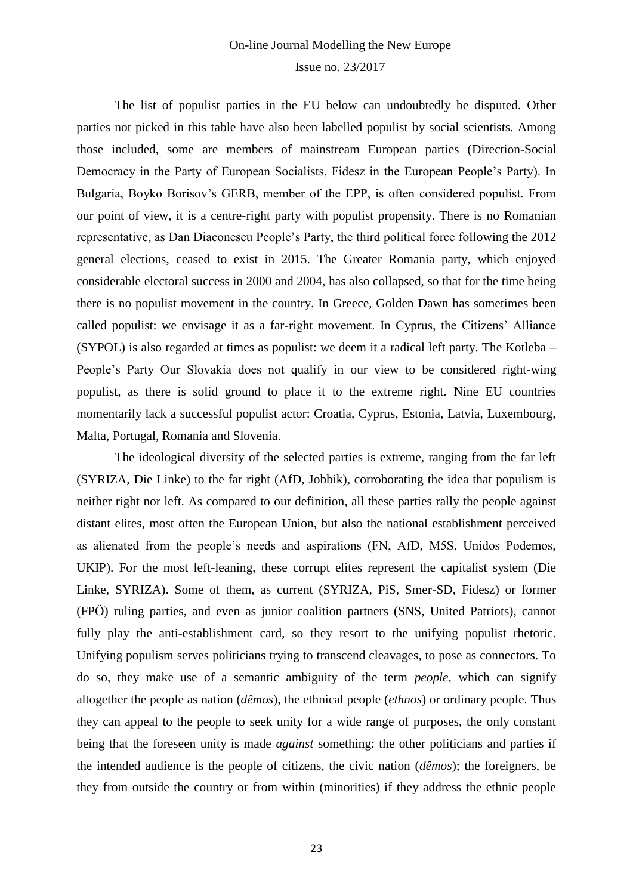The list of populist parties in the EU below can undoubtedly be disputed. Other parties not picked in this table have also been labelled populist by social scientists. Among those included, some are members of mainstream European parties (Direction-Social Democracy in the Party of European Socialists, Fidesz in the European People's Party). In Bulgaria, Boyko Borisov's GERB, member of the EPP, is often considered populist. From our point of view, it is a centre-right party with populist propensity. There is no Romanian representative, as Dan Diaconescu People's Party, the third political force following the 2012 general elections, ceased to exist in 2015. The Greater Romania party, which enjoyed considerable electoral success in 2000 and 2004, has also collapsed, so that for the time being there is no populist movement in the country. In Greece, Golden Dawn has sometimes been called populist: we envisage it as a far-right movement. In Cyprus, the Citizens' Alliance (SYPOL) is also regarded at times as populist: we deem it a radical left party. The Kotleba – People's Party Our Slovakia does not qualify in our view to be considered right-wing populist, as there is solid ground to place it to the extreme right. Nine EU countries momentarily lack a successful populist actor: Croatia, Cyprus, Estonia, Latvia, Luxembourg, Malta, Portugal, Romania and Slovenia.

The ideological diversity of the selected parties is extreme, ranging from the far left (SYRIZA, Die Linke) to the far right (AfD, Jobbik), corroborating the idea that populism is neither right nor left. As compared to our definition, all these parties rally the people against distant elites, most often the European Union, but also the national establishment perceived as alienated from the people's needs and aspirations (FN, AfD, M5S, Unidos Podemos, UKIP). For the most left-leaning, these corrupt elites represent the capitalist system (Die Linke, SYRIZA). Some of them, as current (SYRIZA, PiS, Smer-SD, Fidesz) or former (FPÖ) ruling parties, and even as junior coalition partners (SNS, United Patriots), cannot fully play the anti-establishment card, so they resort to the unifying populist rhetoric. Unifying populism serves politicians trying to transcend cleavages, to pose as connectors. To do so, they make use of a semantic ambiguity of the term *people*, which can signify altogether the people as nation (*dêmos*), the ethnical people (*ethnos*) or ordinary people. Thus they can appeal to the people to seek unity for a wide range of purposes, the only constant being that the foreseen unity is made *against* something: the other politicians and parties if the intended audience is the people of citizens, the civic nation (*dêmos*); the foreigners, be they from outside the country or from within (minorities) if they address the ethnic people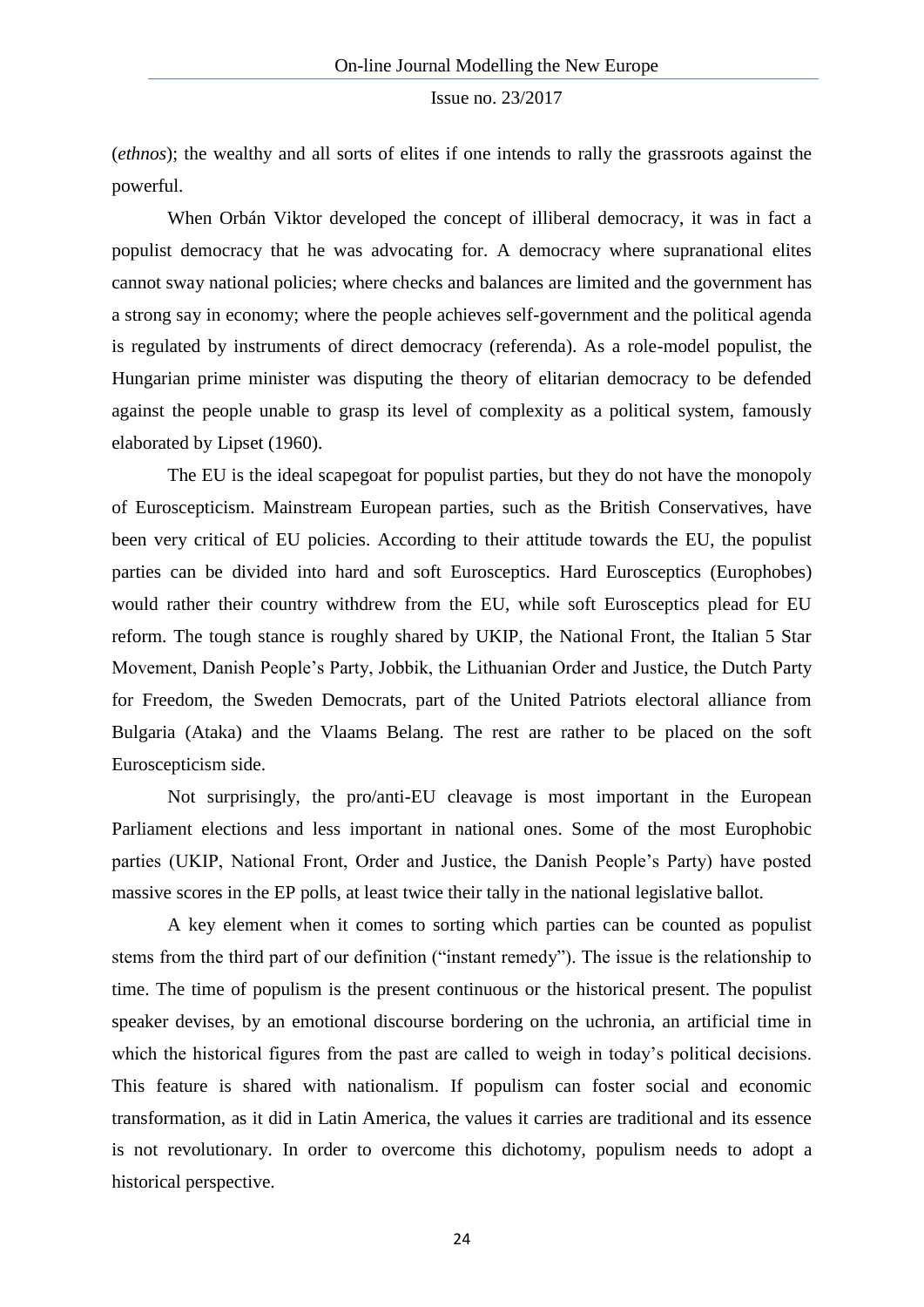(*ethnos*); the wealthy and all sorts of elites if one intends to rally the grassroots against the powerful.

When Orbán Viktor developed the concept of illiberal democracy, it was in fact a populist democracy that he was advocating for. A democracy where supranational elites cannot sway national policies; where checks and balances are limited and the government has a strong say in economy; where the people achieves self-government and the political agenda is regulated by instruments of direct democracy (referenda). As a role-model populist, the Hungarian prime minister was disputing the theory of elitarian democracy to be defended against the people unable to grasp its level of complexity as a political system, famously elaborated by Lipset (1960).

The EU is the ideal scapegoat for populist parties, but they do not have the monopoly of Euroscepticism. Mainstream European parties, such as the British Conservatives, have been very critical of EU policies. According to their attitude towards the EU, the populist parties can be divided into hard and soft Eurosceptics. Hard Eurosceptics (Europhobes) would rather their country withdrew from the EU, while soft Eurosceptics plead for EU reform. The tough stance is roughly shared by UKIP, the National Front, the Italian 5 Star Movement, Danish People's Party, Jobbik, the Lithuanian Order and Justice, the Dutch Party for Freedom, the Sweden Democrats, part of the United Patriots electoral alliance from Bulgaria (Ataka) and the Vlaams Belang. The rest are rather to be placed on the soft Euroscepticism side.

Not surprisingly, the pro/anti-EU cleavage is most important in the European Parliament elections and less important in national ones. Some of the most Europhobic parties (UKIP, National Front, Order and Justice, the Danish People's Party) have posted massive scores in the EP polls, at least twice their tally in the national legislative ballot.

A key element when it comes to sorting which parties can be counted as populist stems from the third part of our definition ("instant remedy"). The issue is the relationship to time. The time of populism is the present continuous or the historical present. The populist speaker devises, by an emotional discourse bordering on the uchronia, an artificial time in which the historical figures from the past are called to weigh in today's political decisions. This feature is shared with nationalism. If populism can foster social and economic transformation, as it did in Latin America, the values it carries are traditional and its essence is not revolutionary. In order to overcome this dichotomy, populism needs to adopt a historical perspective.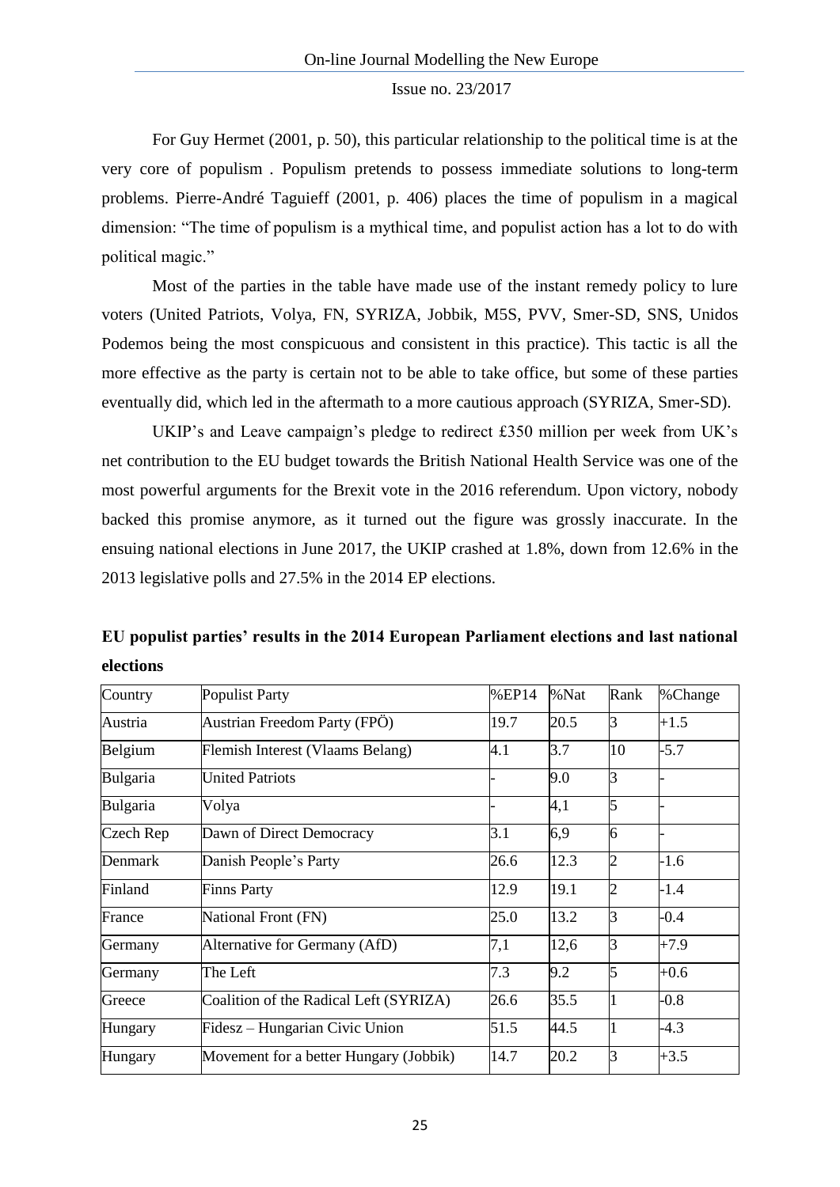For Guy Hermet (2001, p. 50), this particular relationship to the political time is at the very core of populism . Populism pretends to possess immediate solutions to long-term problems. Pierre-André Taguieff (2001, p. 406) places the time of populism in a magical dimension: "The time of populism is a mythical time, and populist action has a lot to do with political magic."

Most of the parties in the table have made use of the instant remedy policy to lure voters (United Patriots, Volya, FN, SYRIZA, Jobbik, M5S, PVV, Smer-SD, SNS, Unidos Podemos being the most conspicuous and consistent in this practice). This tactic is all the more effective as the party is certain not to be able to take office, but some of these parties eventually did, which led in the aftermath to a more cautious approach (SYRIZA, Smer-SD).

UKIP's and Leave campaign's pledge to redirect £350 million per week from UK's net contribution to the EU budget towards the British National Health Service was one of the most powerful arguments for the Brexit vote in the 2016 referendum. Upon victory, nobody backed this promise anymore, as it turned out the figure was grossly inaccurate. In the ensuing national elections in June 2017, the UKIP crashed at 1.8%, down from 12.6% in the 2013 legislative polls and 27.5% in the 2014 EP elections.

**EU populist parties' results in the 2014 European Parliament elections and last national elections**

| Country | Populist Party | %EP14 | %Nat | Rank | %Change |
|---|---|---|---|---|---|
| Austria | Austrian Freedom Party (FPÖ) | 19.7 | 20.5 | 3 | +1.5 |
| Belgium | Flemish Interest (Vlaams Belang) | 4.1 | 3.7 | 10 | -5.7 |
| Bulgaria | United Patriots | - | 9.0 | 3 | - |
| Bulgaria | Volya | - | 4,1 | 5 | - |
| Czech Rep | Dawn of Direct Democracy | 3.1 | 6,9 | 6 | - |
| Denmark | Danish People's Party | 26.6 | 12.3 | 2 | -1.6 |
| Finland | Finns Party | 12.9 | 19.1 | 2 | -1.4 |
| France | National Front (FN) | 25.0 | 13.2 | 3 | -0.4 |
| Germany | Alternative for Germany (AfD) | 7,1 | 12,6 | 3 | +7.9 |
| Germany | The Left | 7.3 | 9.2 | 5 | +0.6 |
| Greece | Coalition of the Radical Left (SYRIZA) | 26.6 | 35.5 | 1 | -0.8 |
| Hungary | Fidesz – Hungarian Civic Union | 51.5 | 44.5 | 1 | -4.3 |
| Hungary | Movement for a better Hungary (Jobbik) | 14.7 | 20.2 | 3 | +3.5 |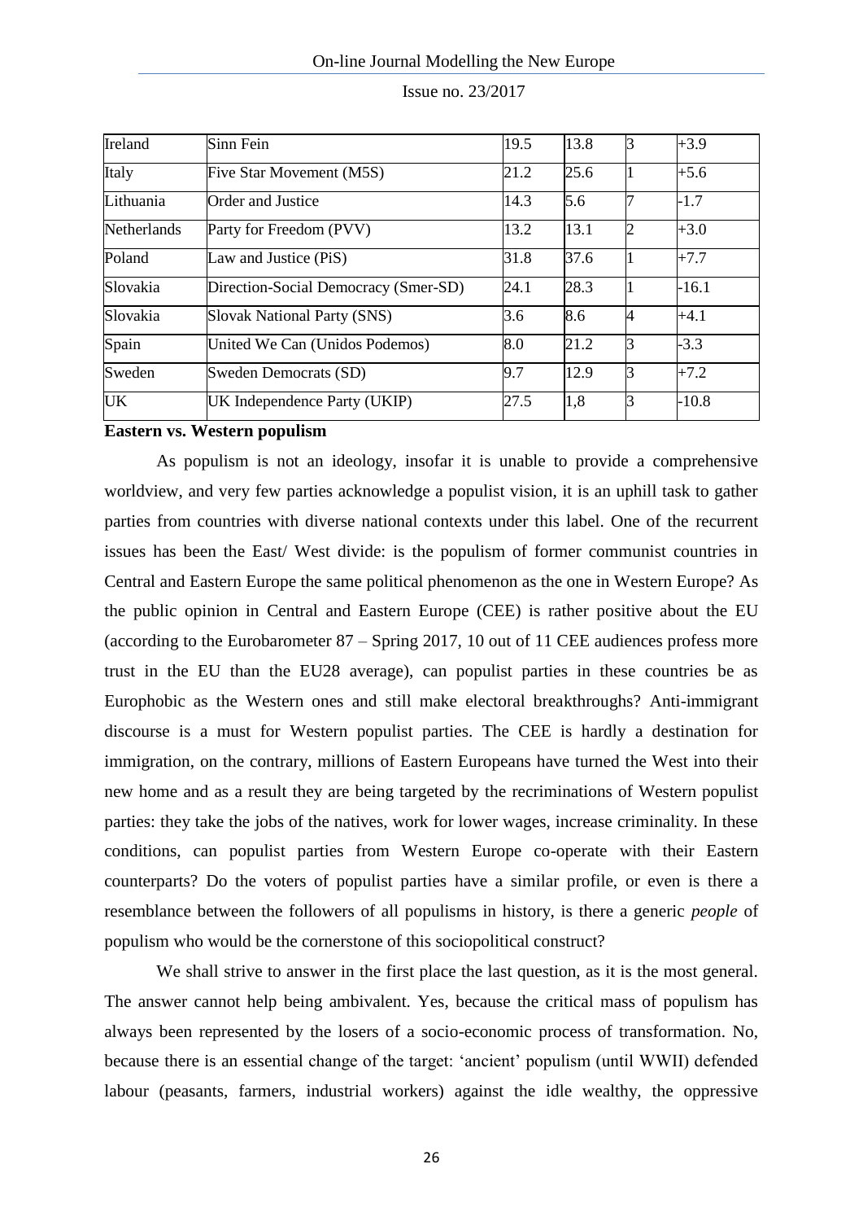| Ireland | Sinn Fein | 19.5 | 13.8 | 3 | +3.9 |
|---|---|---|---|---|---|
| Italy | Five Star Movement (M5S) | 21.2 | 25.6 | 1 | +5.6 |
| Lithuania | Order and Justice | 14.3 | 5.6 | 7 | -1.7 |
| Netherlands | Party for Freedom (PVV) | 13.2 | 13.1 | 2 | +3.0 |
| Poland | Law and Justice (PiS) | 31.8 | 37.6 | 1 | +7.7 |
| Slovakia | Direction-Social Democracy (Smer-SD) | 24.1 | 28.3 | 1 | -16.1 |
| Slovakia | Slovak National Party (SNS) | 3.6 | 8.6 | 4 | +4.1 |
| Spain | United We Can (Unidos Podemos) | 8.0 | 21.2 | 3 | -3.3 |
| Sweden | Sweden Democrats (SD) | 9.7 | 12.9 | 3 | +7.2 |
| UK | UK Independence Party (UKIP) | 27.5 | 1,8 | 3 | -10.8 |

**Eastern vs. Western populism**

As populism is not an ideology, insofar it is unable to provide a comprehensive worldview, and very few parties acknowledge a populist vision, it is an uphill task to gather parties from countries with diverse national contexts under this label. One of the recurrent issues has been the East/ West divide: is the populism of former communist countries in Central and Eastern Europe the same political phenomenon as the one in Western Europe? As the public opinion in Central and Eastern Europe (CEE) is rather positive about the EU (according to the Eurobarometer 87 – Spring 2017, 10 out of 11 CEE audiences profess more trust in the EU than the EU28 average), can populist parties in these countries be as Europhobic as the Western ones and still make electoral breakthroughs? Anti-immigrant discourse is a must for Western populist parties. The CEE is hardly a destination for immigration, on the contrary, millions of Eastern Europeans have turned the West into their new home and as a result they are being targeted by the recriminations of Western populist parties: they take the jobs of the natives, work for lower wages, increase criminality. In these conditions, can populist parties from Western Europe co-operate with their Eastern counterparts? Do the voters of populist parties have a similar profile, or even is there a resemblance between the followers of all populisms in history, is there a generic *people* of populism who would be the cornerstone of this sociopolitical construct?

We shall strive to answer in the first place the last question, as it is the most general. The answer cannot help being ambivalent. Yes, because the critical mass of populism has always been represented by the losers of a socio-economic process of transformation. No, because there is an essential change of the target: 'ancient' populism (until WWII) defended labour (peasants, farmers, industrial workers) against the idle wealthy, the oppressive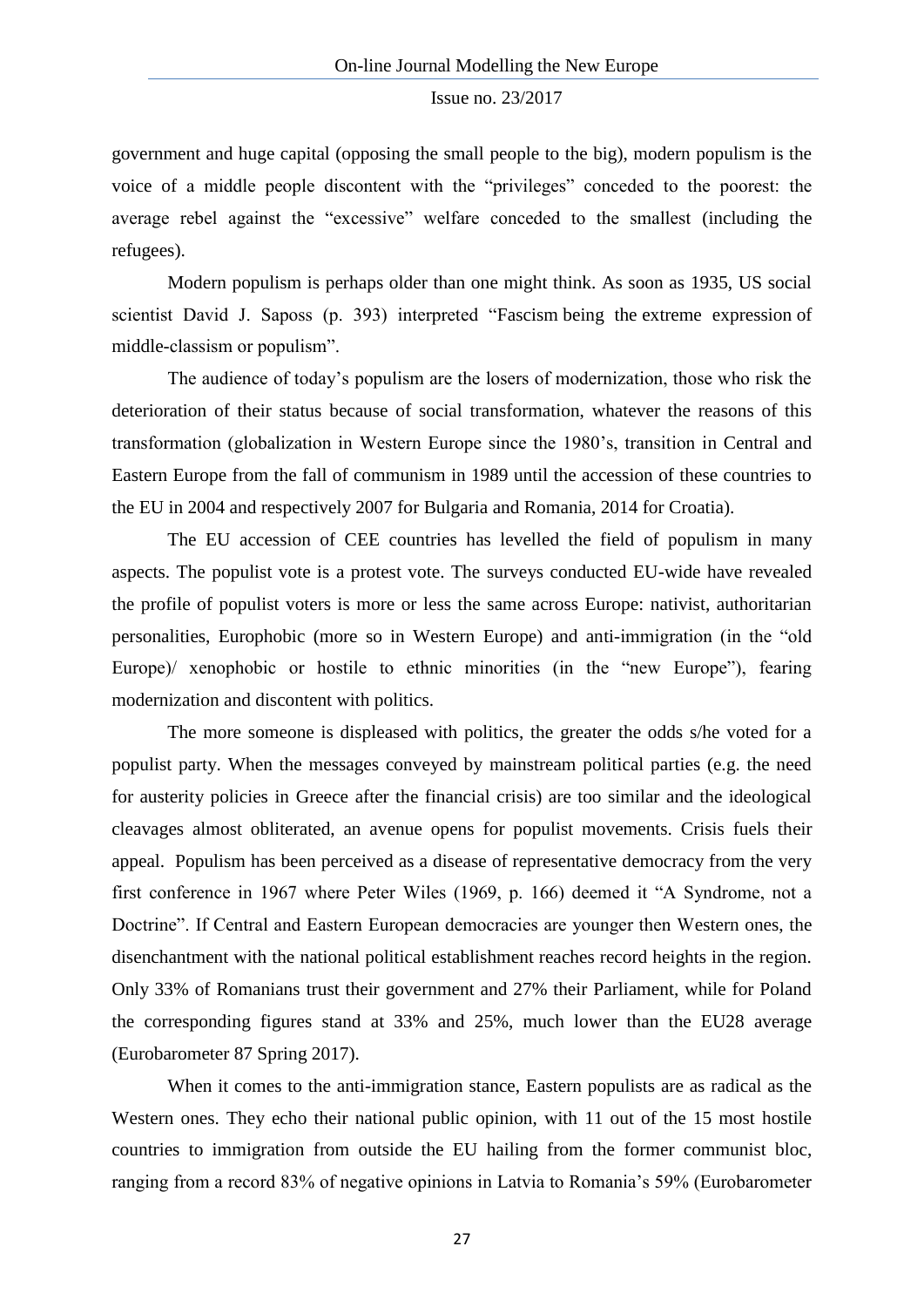government and huge capital (opposing the small people to the big), modern populism is the voice of a middle people discontent with the "privileges" conceded to the poorest: the average rebel against the "excessive" welfare conceded to the smallest (including the refugees).

Modern populism is perhaps older than one might think. As soon as 1935, US social scientist David J. Saposs (p. 393) interpreted "Fascism being the extreme expression of middle-classism or populism".

The audience of today's populism are the losers of modernization, those who risk the deterioration of their status because of social transformation, whatever the reasons of this transformation (globalization in Western Europe since the 1980's, transition in Central and Eastern Europe from the fall of communism in 1989 until the accession of these countries to the EU in 2004 and respectively 2007 for Bulgaria and Romania, 2014 for Croatia).

The EU accession of CEE countries has levelled the field of populism in many aspects. The populist vote is a protest vote. The surveys conducted EU-wide have revealed the profile of populist voters is more or less the same across Europe: nativist, authoritarian personalities, Europhobic (more so in Western Europe) and anti-immigration (in the "old Europe)/ xenophobic or hostile to ethnic minorities (in the "new Europe"), fearing modernization and discontent with politics.

The more someone is displeased with politics, the greater the odds s/he voted for a populist party. When the messages conveyed by mainstream political parties (e.g. the need for austerity policies in Greece after the financial crisis) are too similar and the ideological cleavages almost obliterated, an avenue opens for populist movements. Crisis fuels their appeal. Populism has been perceived as a disease of representative democracy from the very first conference in 1967 where Peter Wiles (1969, p. 166) deemed it "A Syndrome, not a Doctrine". If Central and Eastern European democracies are younger then Western ones, the disenchantment with the national political establishment reaches record heights in the region. Only 33% of Romanians trust their government and 27% their Parliament, while for Poland the corresponding figures stand at 33% and 25%, much lower than the EU28 average (Eurobarometer 87 Spring 2017).

When it comes to the anti-immigration stance, Eastern populists are as radical as the Western ones. They echo their national public opinion, with 11 out of the 15 most hostile countries to immigration from outside the EU hailing from the former communist bloc, ranging from a record 83% of negative opinions in Latvia to Romania's 59% (Eurobarometer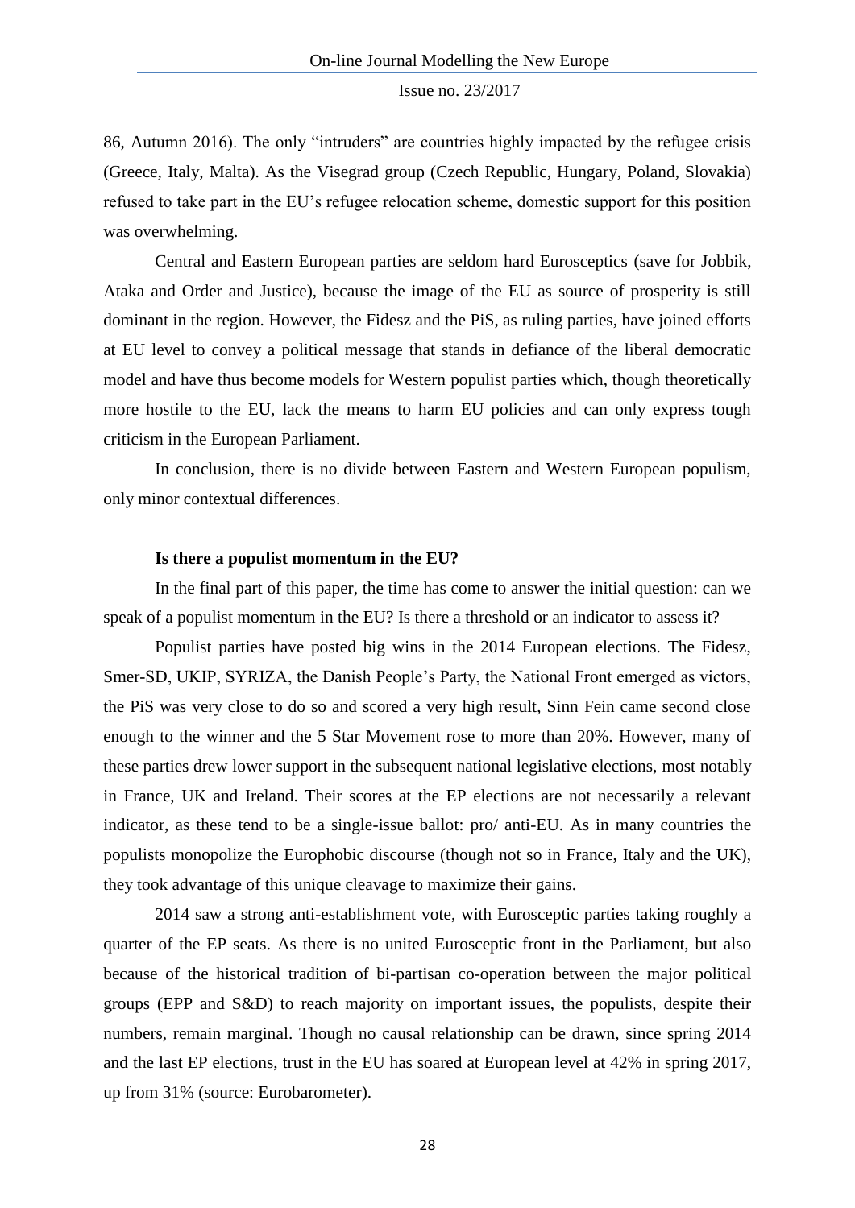86, Autumn 2016). The only "intruders" are countries highly impacted by the refugee crisis (Greece, Italy, Malta). As the Visegrad group (Czech Republic, Hungary, Poland, Slovakia) refused to take part in the EU's refugee relocation scheme, domestic support for this position was overwhelming.

Central and Eastern European parties are seldom hard Eurosceptics (save for Jobbik, Ataka and Order and Justice), because the image of the EU as source of prosperity is still dominant in the region. However, the Fidesz and the PiS, as ruling parties, have joined efforts at EU level to convey a political message that stands in defiance of the liberal democratic model and have thus become models for Western populist parties which, though theoretically more hostile to the EU, lack the means to harm EU policies and can only express tough criticism in the European Parliament.

In conclusion, there is no divide between Eastern and Western European populism, only minor contextual differences.

**Is there a populist momentum in the EU?**

In the final part of this paper, the time has come to answer the initial question: can we speak of a populist momentum in the EU? Is there a threshold or an indicator to assess it?

Populist parties have posted big wins in the 2014 European elections. The Fidesz, Smer-SD, UKIP, SYRIZA, the Danish People's Party, the National Front emerged as victors, the PiS was very close to do so and scored a very high result, Sinn Fein came second close enough to the winner and the 5 Star Movement rose to more than 20%. However, many of these parties drew lower support in the subsequent national legislative elections, most notably in France, UK and Ireland. Their scores at the EP elections are not necessarily a relevant indicator, as these tend to be a single-issue ballot: pro/ anti-EU. As in many countries the populists monopolize the Europhobic discourse (though not so in France, Italy and the UK), they took advantage of this unique cleavage to maximize their gains.

2014 saw a strong anti-establishment vote, with Eurosceptic parties taking roughly a quarter of the EP seats. As there is no united Eurosceptic front in the Parliament, but also because of the historical tradition of bi-partisan co-operation between the major political groups (EPP and S&D) to reach majority on important issues, the populists, despite their numbers, remain marginal. Though no causal relationship can be drawn, since spring 2014 and the last EP elections, trust in the EU has soared at European level at 42% in spring 2017, up from 31% (source: Eurobarometer).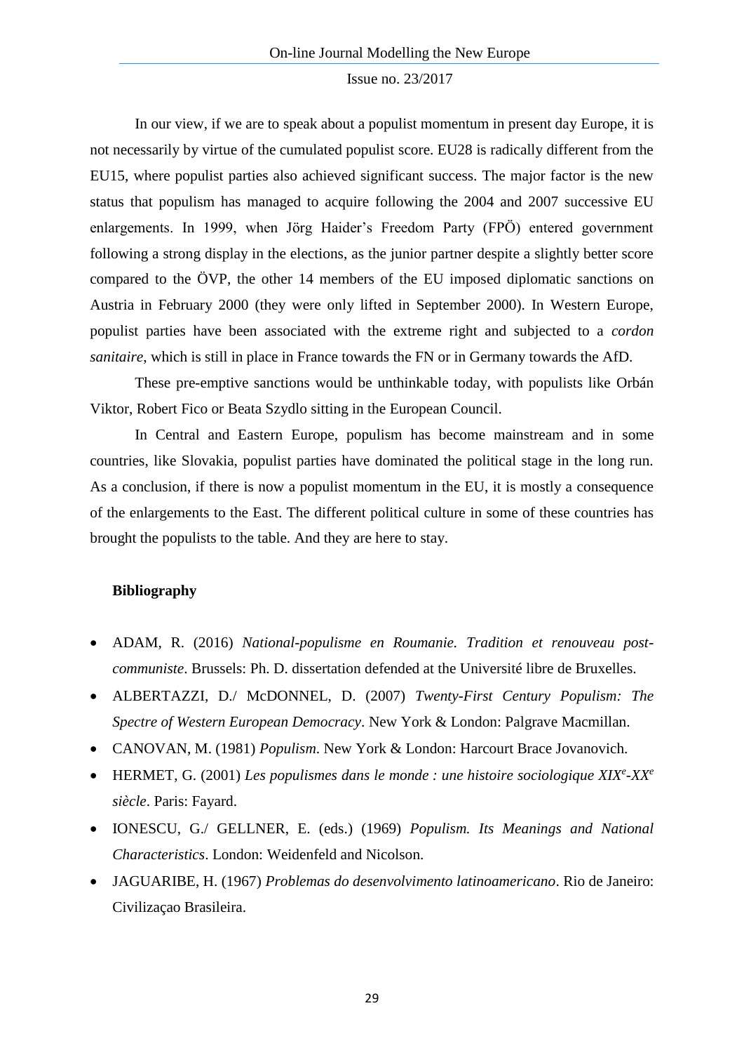In our view, if we are to speak about a populist momentum in present day Europe, it is not necessarily by virtue of the cumulated populist score. EU28 is radically different from the EU15, where populist parties also achieved significant success. The major factor is the new status that populism has managed to acquire following the 2004 and 2007 successive EU enlargements. In 1999, when Jörg Haider's Freedom Party (FPÖ) entered government following a strong display in the elections, as the junior partner despite a slightly better score compared to the ÖVP, the other 14 members of the EU imposed diplomatic sanctions on Austria in February 2000 (they were only lifted in September 2000). In Western Europe, populist parties have been associated with the extreme right and subjected to a *cordon sanitaire*, which is still in place in France towards the FN or in Germany towards the AfD.

These pre-emptive sanctions would be unthinkable today, with populists like Orbán Viktor, Robert Fico or Beata Szydlo sitting in the European Council.

In Central and Eastern Europe, populism has become mainstream and in some countries, like Slovakia, populist parties have dominated the political stage in the long run. As a conclusion, if there is now a populist momentum in the EU, it is mostly a consequence of the enlargements to the East. The different political culture in some of these countries has brought the populists to the table. And they are here to stay.

**Bibliography**

- ADAM, R. (2016) *National-populisme en Roumanie. Tradition et renouveau post-communiste*. Brussels: Ph. D. dissertation defended at the Université libre de Bruxelles.
- ALBERTAZZI, D./ McDONNEL, D. (2007) *Twenty-First Century Populism: The Spectre of Western European Democracy*. New York & London: Palgrave Macmillan.
- CANOVAN, M. (1981) *Populism*. New York & London: Harcourt Brace Jovanovich.
- HERMET, G. (2001) *Les populismes dans le monde : une histoire sociologique XIX^e^-XX^e^ siècle*. Paris: Fayard.
- IONESCU, G./ GELLNER, E. (eds.) (1969) *Populism. Its Meanings and National Characteristics*. London: Weidenfeld and Nicolson.
- JAGUARIBE, H. (1967) *Problemas do desenvolvimento latinoamericano*. Rio de Janeiro: Civilizaçao Brasileira.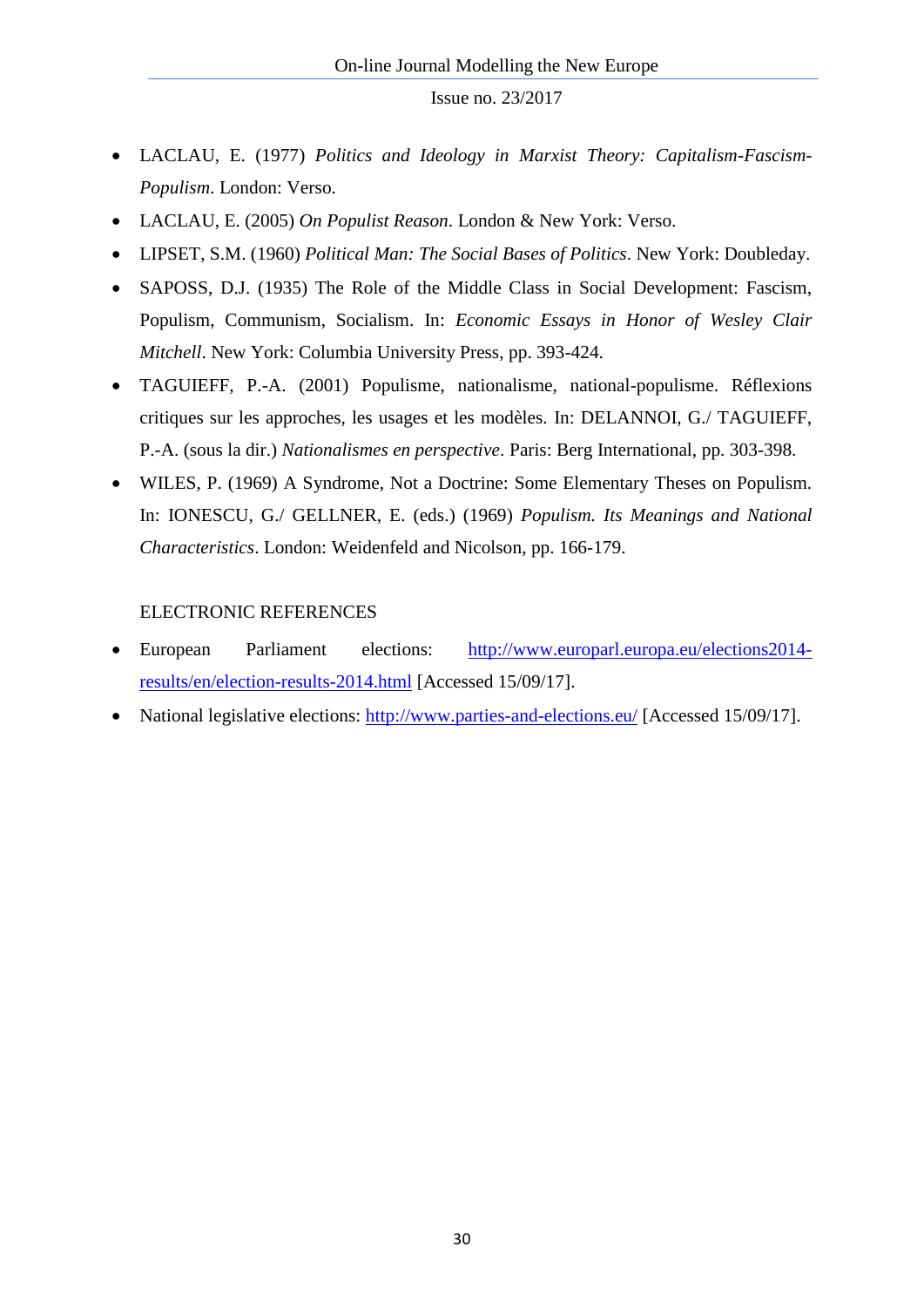- LACLAU, E. (1977) *Politics and Ideology in Marxist Theory: Capitalism-Fascism-Populism*. London: Verso.
- LACLAU, E. (2005) *On Populist Reason*. London & New York: Verso.
- LIPSET, S.M. (1960) *Political Man: The Social Bases of Politics*. New York: Doubleday.
- SAPOSS, D.J. (1935) The Role of the Middle Class in Social Development: Fascism, Populism, Communism, Socialism. In: *Economic Essays in Honor of Wesley Clair Mitchell*. New York: Columbia University Press, pp. 393-424.
- TAGUIEFF, P.-A. (2001) Populisme, nationalisme, national-populisme. Réflexions critiques sur les approches, les usages et les modèles. In: DELANNOI, G./ TAGUIEFF, P.-A. (sous la dir.) *Nationalismes en perspective*. Paris: Berg International, pp. 303-398.
- WILES, P. (1969) A Syndrome, Not a Doctrine: Some Elementary Theses on Populism. In: IONESCU, G./ GELLNER, E. (eds.) (1969) *Populism. Its Meanings and National Characteristics*. London: Weidenfeld and Nicolson, pp. 166-179.

ELECTRONIC REFERENCES

- European Parliament elections: http://www.europarl.europa.eu/elections2014-results/en/election-results-2014.html [Accessed 15/09/17].
- National legislative elections: http://www.parties-and-elections.eu/ [Accessed 15/09/17].